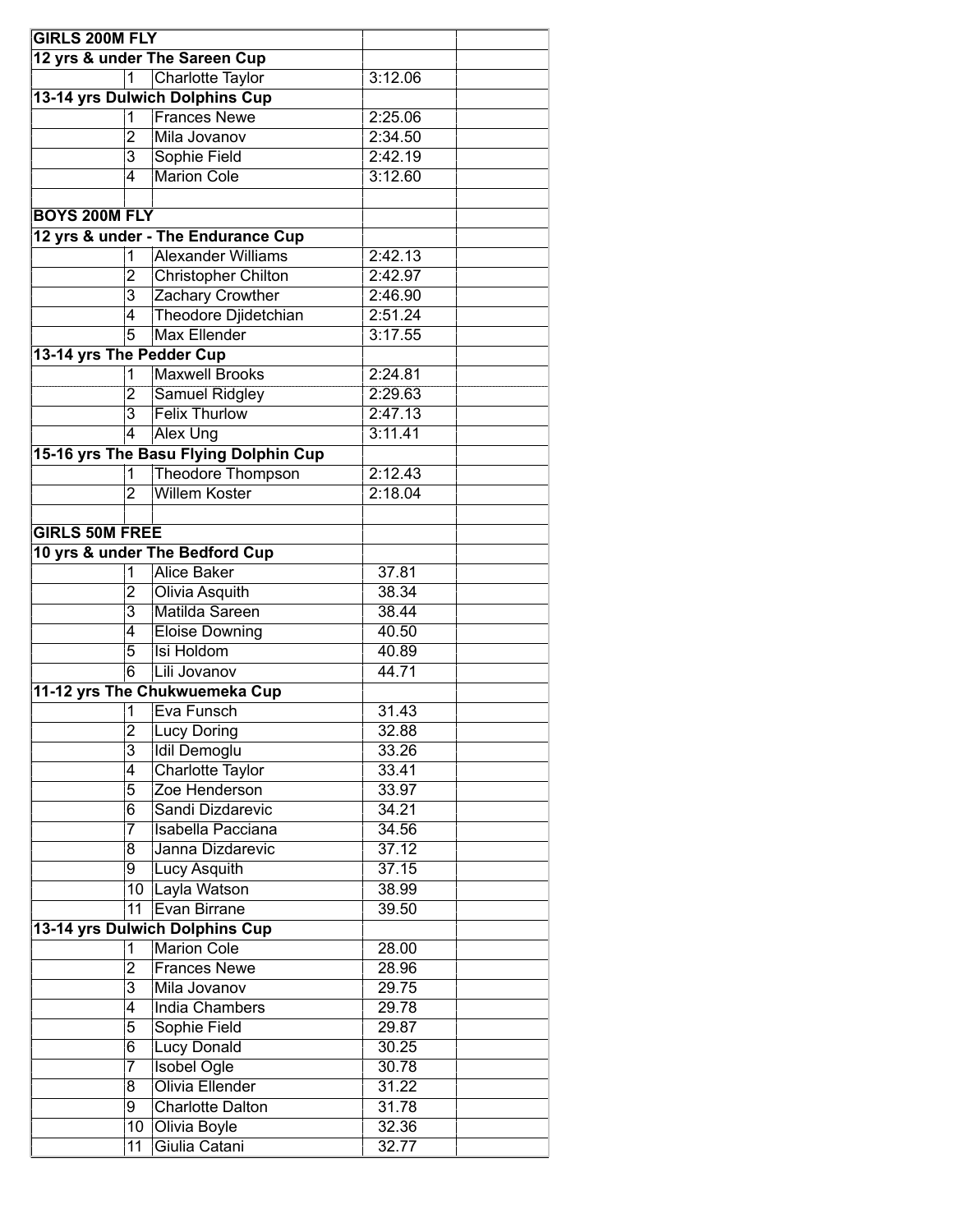| GIRLS 200M FLY | | | | |
|---|---|---|---|---|
| 12 yrs & under The Sareen Cup | | | | |
| | 1 | Charlotte Taylor | 3:12.06 | |
| 13-14 yrs Dulwich Dolphins Cup | | | | |
| | 1 | Frances Newe | 2:25.06 | |
| | 2 | Mila Jovanov | 2:34.50 | |
| | 3 | Sophie Field | 2:42.19 | |
| | 4 | Marion Cole | 3:12.60 | |
| | | | | |
| BOYS 200M FLY | | | | |
| 12 yrs & under - The Endurance Cup | | | | |
| | 1 | Alexander Williams | 2:42.13 | |
| | 2 | Christopher Chilton | 2:42.97 | |
| | 3 | Zachary Crowther | 2:46.90 | |
| | 4 | Theodore Djidetchian | 2:51.24 | |
| | 5 | Max Ellender | 3:17.55 | |
| 13-14 yrs The Pedder Cup | | | | |
| | 1 | Maxwell Brooks | 2:24.81 | |
| | 2 | Samuel Ridgley | 2:29.63 | |
| | 3 | Felix Thurlow | 2:47.13 | |
| | 4 | Alex Ung | 3:11.41 | |
| 15-16 yrs The Basu Flying Dolphin Cup | | | | |
| | 1 | Theodore Thompson | 2:12.43 | |
| | 2 | Willem Koster | 2:18.04 | |
| | | | | |
| GIRLS 50M FREE | | | | |
| 10 yrs & under The Bedford Cup | | | | |
| | 1 | Alice Baker | 37.81 | |
| | 2 | Olivia Asquith | 38.34 | |
| | 3 | Matilda Sareen | 38.44 | |
| | 4 | Eloise Downing | 40.50 | |
| | 5 | Isi Holdom | 40.89 | |
| | 6 | Lili Jovanov | 44.71 | |
| 11-12 yrs The Chukwuemeka Cup | | | | |
| | 1 | Eva Funsch | 31.43 | |
| | 2 | Lucy Doring | 32.88 | |
| | 3 | Idil Demoglu | 33.26 | |
| | 4 | Charlotte Taylor | 33.41 | |
| | 5 | Zoe Henderson | 33.97 | |
| | 6 | Sandi Dizdarevic | 34.21 | |
| | 7 | Isabella Pacciana | 34.56 | |
| | 8 | Janna Dizdarevic | 37.12 | |
| | 9 | Lucy Asquith | 37.15 | |
| | 10 | Layla Watson | 38.99 | |
| | 11 | Evan Birrane | 39.50 | |
| 13-14 yrs Dulwich Dolphins Cup | | | | |
| | 1 | Marion Cole | 28.00 | |
| | 2 | Frances Newe | 28.96 | |
| | 3 | Mila Jovanov | 29.75 | |
| | 4 | India Chambers | 29.78 | |
| | 5 | Sophie Field | 29.87 | |
| | 6 | Lucy Donald | 30.25 | |
| | 7 | Isobel Ogle | 30.78 | |
| | 8 | Olivia Ellender | 31.22 | |
| | 9 | Charlotte Dalton | 31.78 | |
| | 10 | Olivia Boyle | 32.36 | |
| | 11 | Giulia Catani | 32.77 | |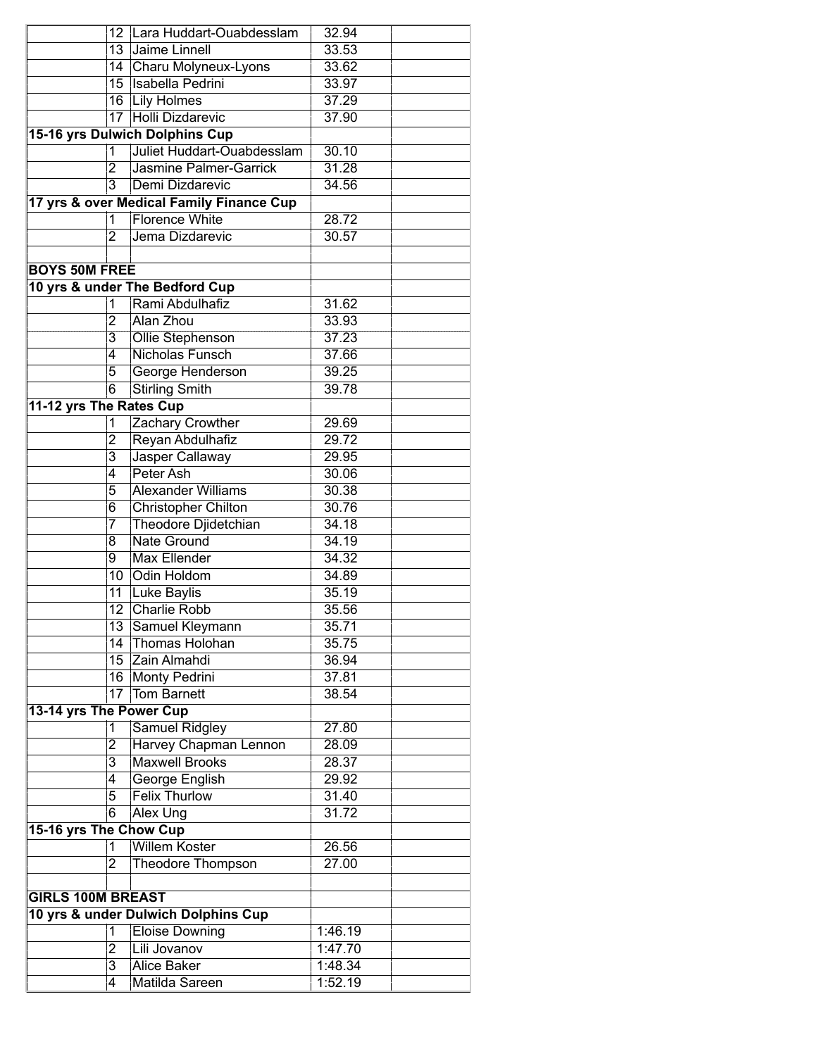| | | | | |
|---|---|---|---|---|
| | 12 | Lara Huddart-Ouabdesslam | 32.94 | |
| | 13 | Jaime Linnell | 33.53 | |
| | 14 | Charu Molyneux-Lyons | 33.62 | |
| | 15 | Isabella Pedrini | 33.97 | |
| | 16 | Lily Holmes | 37.29 | |
| | 17 | Holli Dizdarevic | 37.90 | |
| **15-16 yrs Dulwich Dolphins Cup** | | | | |
| | 1 | Juliet Huddart-Ouabdesslam | 30.10 | |
| | 2 | Jasmine Palmer-Garrick | 31.28 | |
| | 3 | Demi Dizdarevic | 34.56 | |
| **17 yrs & over Medical Family Finance Cup** | | | | |
| | 1 | Florence White | 28.72 | |
| | 2 | Jema Dizdarevic | 30.57 | |
| | | | | |
| **BOYS 50M FREE** | | | | |
| **10 yrs & under The Bedford Cup** | | | | |
| | 1 | Rami Abdulhafiz | 31.62 | |
| | 2 | Alan Zhou | 33.93 | |
| | 3 | Ollie Stephenson | 37.23 | |
| | 4 | Nicholas Funsch | 37.66 | |
| | 5 | George Henderson | 39.25 | |
| | 6 | Stirling Smith | 39.78 | |
| **11-12 yrs The Rates Cup** | | | | |
| | 1 | Zachary Crowther | 29.69 | |
| | 2 | Reyan Abdulhafiz | 29.72 | |
| | 3 | Jasper Callaway | 29.95 | |
| | 4 | Peter Ash | 30.06 | |
| | 5 | Alexander Williams | 30.38 | |
| | 6 | Christopher Chilton | 30.76 | |
| | 7 | Theodore Djidetchian | 34.18 | |
| | 8 | Nate Ground | 34.19 | |
| | 9 | Max Ellender | 34.32 | |
| | 10 | Odin Holdom | 34.89 | |
| | 11 | Luke Baylis | 35.19 | |
| | 12 | Charlie Robb | 35.56 | |
| | 13 | Samuel Kleymann | 35.71 | |
| | 14 | Thomas Holohan | 35.75 | |
| | 15 | Zain Almahdi | 36.94 | |
| | 16 | Monty Pedrini | 37.81 | |
| | 17 | Tom Barnett | 38.54 | |
| **13-14 yrs The Power Cup** | | | | |
| | 1 | Samuel Ridgley | 27.80 | |
| | 2 | Harvey Chapman Lennon | 28.09 | |
| | 3 | Maxwell Brooks | 28.37 | |
| | 4 | George English | 29.92 | |
| | 5 | Felix Thurlow | 31.40 | |
| | 6 | Alex Ung | 31.72 | |
| **15-16 yrs The Chow Cup** | | | | |
| | 1 | Willem Koster | 26.56 | |
| | 2 | Theodore Thompson | 27.00 | |
| | | | | |
| **GIRLS 100M BREAST** | | | | |
| **10 yrs & under Dulwich Dolphins Cup** | | | | |
| | 1 | Eloise Downing | 1:46.19 | |
| | 2 | Lili Jovanov | 1:47.70 | |
| | 3 | Alice Baker | 1:48.34 | |
| | 4 | Matilda Sareen | 1:52.19 | |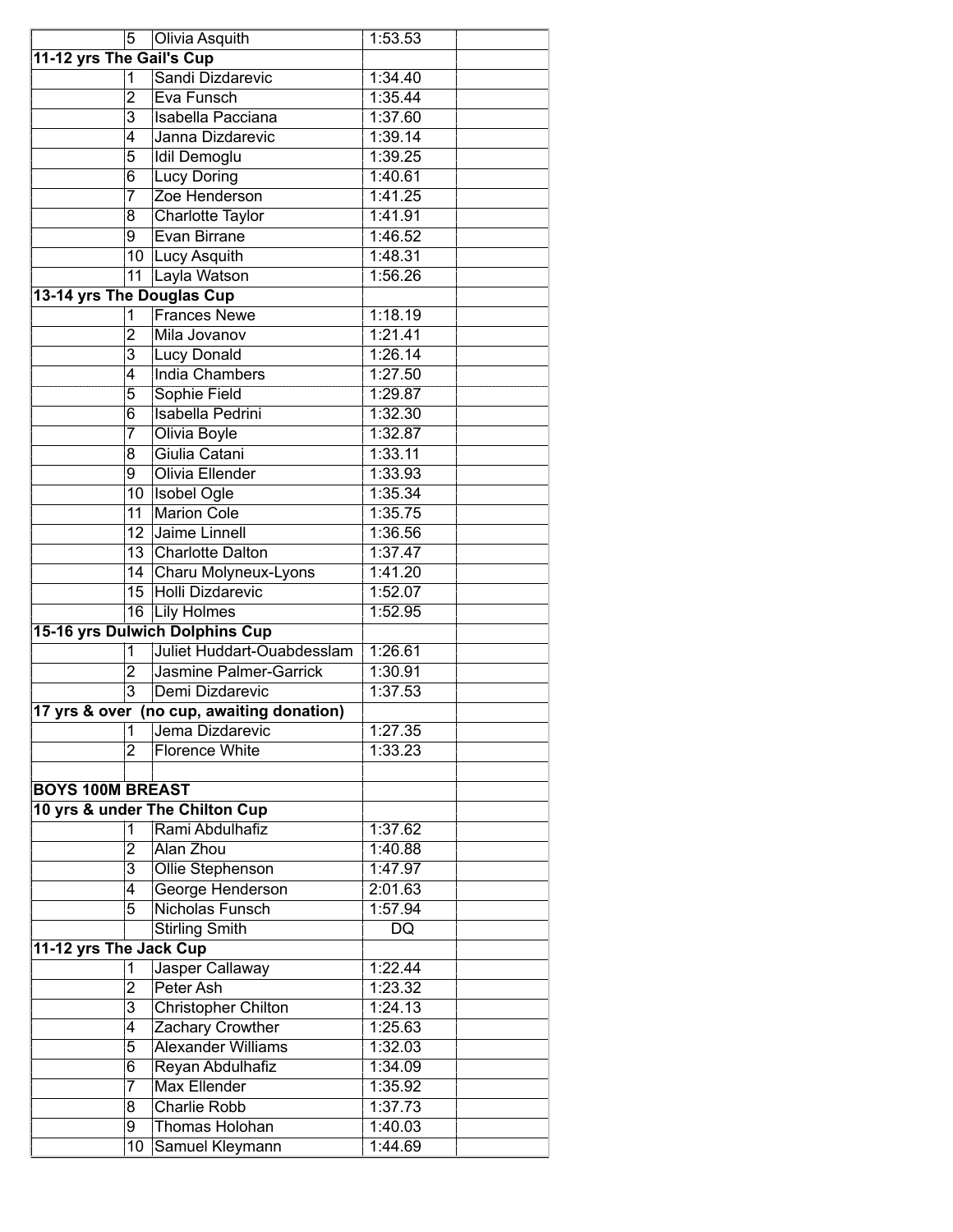| | | | |
|---|---|---|---|
| 5 | Olivia Asquith | 1:53.53 | |
| **11-12 yrs The Gail's Cup** | | | |
| 1 | Sandi Dizdarevic | 1:34.40 | |
| 2 | Eva Funsch | 1:35.44 | |
| 3 | Isabella Pacciana | 1:37.60 | |
| 4 | Janna Dizdarevic | 1:39.14 | |
| 5 | Idil Demoglu | 1:39.25 | |
| 6 | Lucy Doring | 1:40.61 | |
| 7 | Zoe Henderson | 1:41.25 | |
| 8 | Charlotte Taylor | 1:41.91 | |
| 9 | Evan Birrane | 1:46.52 | |
| 10 | Lucy Asquith | 1:48.31 | |
| 11 | Layla Watson | 1:56.26 | |
| **13-14 yrs The Douglas Cup** | | | |
| 1 | Frances Newe | 1:18.19 | |
| 2 | Mila Jovanov | 1:21.41 | |
| 3 | Lucy Donald | 1:26.14 | |
| 4 | India Chambers | 1:27.50 | |
| 5 | Sophie Field | 1:29.87 | |
| 6 | Isabella Pedrini | 1:32.30 | |
| 7 | Olivia Boyle | 1:32.87 | |
| 8 | Giulia Catani | 1:33.11 | |
| 9 | Olivia Ellender | 1:33.93 | |
| 10 | Isobel Ogle | 1:35.34 | |
| 11 | Marion Cole | 1:35.75 | |
| 12 | Jaime Linnell | 1:36.56 | |
| 13 | Charlotte Dalton | 1:37.47 | |
| 14 | Charu Molyneux-Lyons | 1:41.20 | |
| 15 | Holli Dizdarevic | 1:52.07 | |
| 16 | Lily Holmes | 1:52.95 | |
| **15-16 yrs Dulwich Dolphins Cup** | | | |
| 1 | Juliet Huddart-Ouabdesslam | 1:26.61 | |
| 2 | Jasmine Palmer-Garrick | 1:30.91 | |
| 3 | Demi Dizdarevic | 1:37.53 | |
| **17 yrs & over (no cup, awaiting donation)** | | | |
| 1 | Jema Dizdarevic | 1:27.35 | |
| 2 | Florence White | 1:33.23 | |
| | | | |
| **BOYS 100M BREAST** | | | |
| **10 yrs & under The Chilton Cup** | | | |
| 1 | Rami Abdulhafiz | 1:37.62 | |
| 2 | Alan Zhou | 1:40.88 | |
| 3 | Ollie Stephenson | 1:47.97 | |
| 4 | George Henderson | 2:01.63 | |
| 5 | Nicholas Funsch | 1:57.94 | |
| | Stirling Smith | DQ | |
| **11-12 yrs The Jack Cup** | | | |
| 1 | Jasper Callaway | 1:22.44 | |
| 2 | Peter Ash | 1:23.32 | |
| 3 | Christopher Chilton | 1:24.13 | |
| 4 | Zachary Crowther | 1:25.63 | |
| 5 | Alexander Williams | 1:32.03 | |
| 6 | Reyan Abdulhafiz | 1:34.09 | |
| 7 | Max Ellender | 1:35.92 | |
| 8 | Charlie Robb | 1:37.73 | |
| 9 | Thomas Holohan | 1:40.03 | |
| 10 | Samuel Kleymann | 1:44.69 | |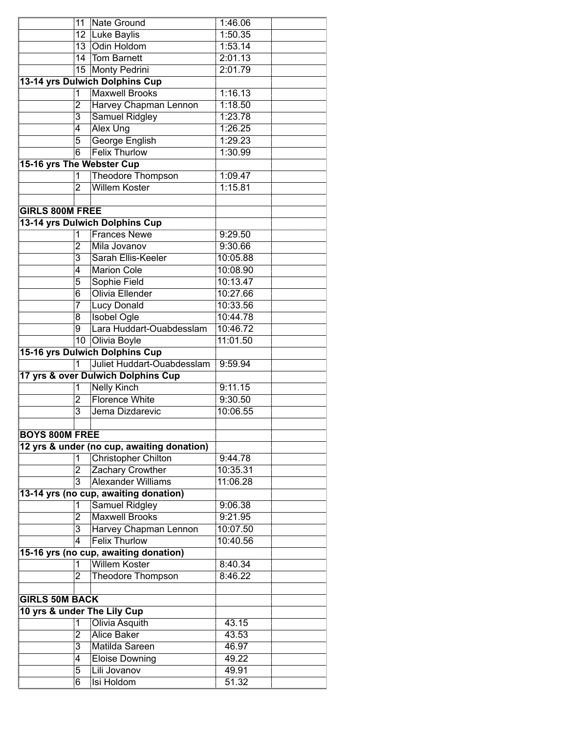| | | | | |
|---|---|---|---|---|
| | 11 | Nate Ground | 1:46.06 | |
| | 12 | Luke Baylis | 1:50.35 | |
| | 13 | Odin Holdom | 1:53.14 | |
| | 14 | Tom Barnett | 2:01.13 | |
| | 15 | Monty Pedrini | 2:01.79 | |
| **13-14 yrs Dulwich Dolphins Cup** | | | | |
| | 1 | Maxwell Brooks | 1:16.13 | |
| | 2 | Harvey Chapman Lennon | 1:18.50 | |
| | 3 | Samuel Ridgley | 1:23.78 | |
| | 4 | Alex Ung | 1:26.25 | |
| | 5 | George English | 1:29.23 | |
| | 6 | Felix Thurlow | 1:30.99 | |
| **15-16 yrs The Webster Cup** | | | | |
| | 1 | Theodore Thompson | 1:09.47 | |
| | 2 | Willem Koster | 1:15.81 | |
| | | | | |
| **GIRLS 800M FREE** | | | | |
| **13-14 yrs Dulwich Dolphins Cup** | | | | |
| | 1 | Frances Newe | 9:29.50 | |
| | 2 | Mila Jovanov | 9:30.66 | |
| | 3 | Sarah Ellis-Keeler | 10:05.88 | |
| | 4 | Marion Cole | 10:08.90 | |
| | 5 | Sophie Field | 10:13.47 | |
| | 6 | Olivia Ellender | 10:27.66 | |
| | 7 | Lucy Donald | 10:33.56 | |
| | 8 | Isobel Ogle | 10:44.78 | |
| | 9 | Lara Huddart-Ouabdesslam | 10:46.72 | |
| | 10 | Olivia Boyle | 11:01.50 | |
| **15-16 yrs Dulwich Dolphins Cup** | | | | |
| | 1 | Juliet Huddart-Ouabdesslam | 9:59.94 | |
| **17 yrs & over Dulwich Dolphins Cup** | | | | |
| | 1 | Nelly Kinch | 9:11.15 | |
| | 2 | Florence White | 9:30.50 | |
| | 3 | Jema Dizdarevic | 10:06.55 | |
| | | | | |
| **BOYS 800M FREE** | | | | |
| **12 yrs & under (no cup, awaiting donation)** | | | | |
| | 1 | Christopher Chilton | 9:44.78 | |
| | 2 | Zachary Crowther | 10:35.31 | |
| | 3 | Alexander Williams | 11:06.28 | |
| **13-14 yrs (no cup, awaiting donation)** | | | | |
| | 1 | Samuel Ridgley | 9:06.38 | |
| | 2 | Maxwell Brooks | 9:21.95 | |
| | 3 | Harvey Chapman Lennon | 10:07.50 | |
| | 4 | Felix Thurlow | 10:40.56 | |
| **15-16 yrs (no cup, awaiting donation)** | | | | |
| | 1 | Willem Koster | 8:40.34 | |
| | 2 | Theodore Thompson | 8:46.22 | |
| | | | | |
| **GIRLS 50M BACK** | | | | |
| **10 yrs & under The Lily Cup** | | | | |
| | 1 | Olivia Asquith | 43.15 | |
| | 2 | Alice Baker | 43.53 | |
| | 3 | Matilda Sareen | 46.97 | |
| | 4 | Eloise Downing | 49.22 | |
| | 5 | Lili Jovanov | 49.91 | |
| | 6 | Isi Holdom | 51.32 | |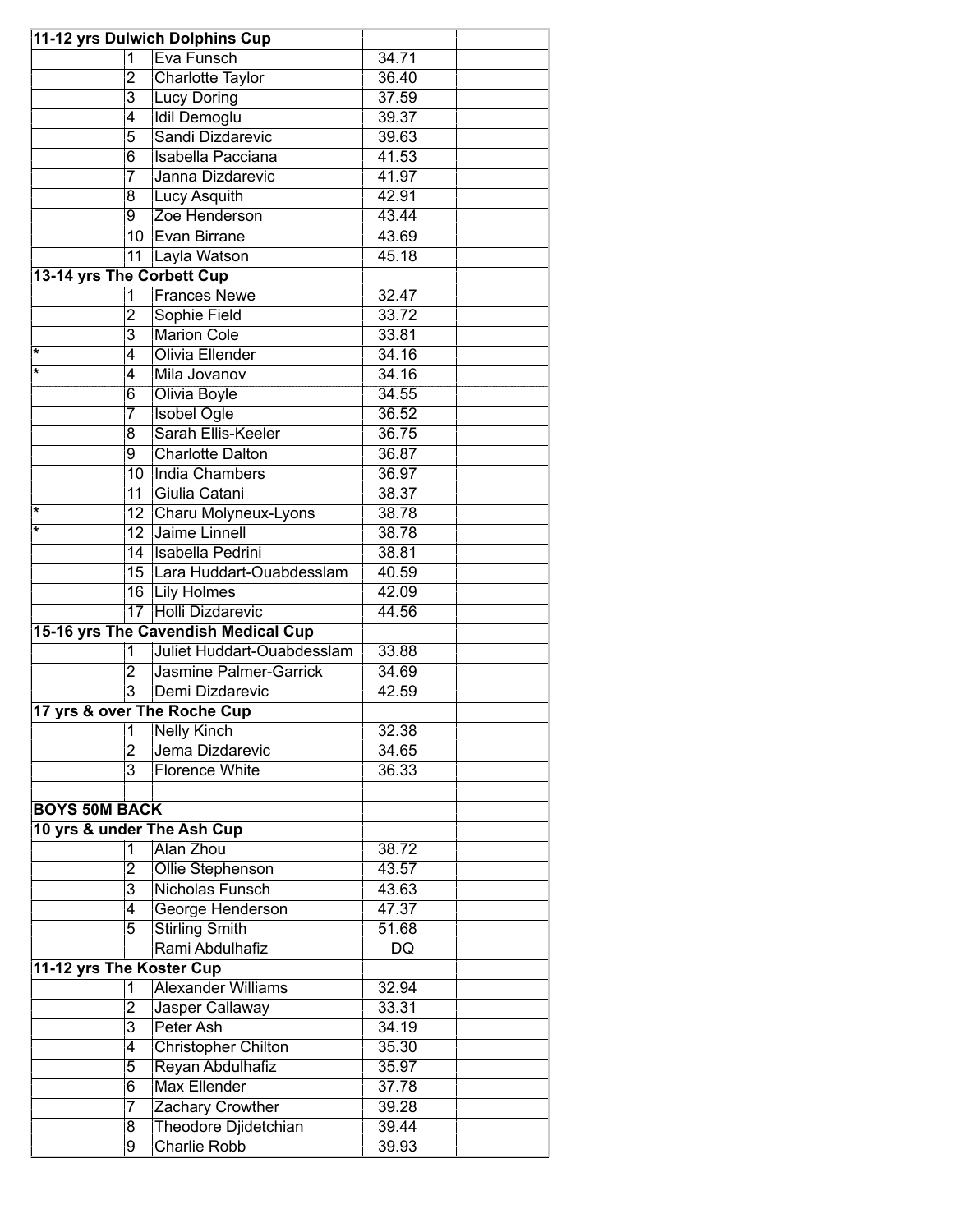| | | | | |
|---|---|---|---|---|
| **11-12 yrs Dulwich Dolphins Cup** | | | | |
| | 1 | Eva Funsch | 34.71 | |
| | 2 | Charlotte Taylor | 36.40 | |
| | 3 | Lucy Doring | 37.59 | |
| | 4 | Idil Demoglu | 39.37 | |
| | 5 | Sandi Dizdarevic | 39.63 | |
| | 6 | Isabella Pacciana | 41.53 | |
| | 7 | Janna Dizdarevic | 41.97 | |
| | 8 | Lucy Asquith | 42.91 | |
| | 9 | Zoe Henderson | 43.44 | |
| | 10 | Evan Birrane | 43.69 | |
| | 11 | Layla Watson | 45.18 | |
| **13-14 yrs The Corbett Cup** | | | | |
| | 1 | Frances Newe | 32.47 | |
| | 2 | Sophie Field | 33.72 | |
| | 3 | Marion Cole | 33.81 | |
| * | 4 | Olivia Ellender | 34.16 | |
| * | 4 | Mila Jovanov | 34.16 | |
| | 6 | Olivia Boyle | 34.55 | |
| | 7 | Isobel Ogle | 36.52 | |
| | 8 | Sarah Ellis-Keeler | 36.75 | |
| | 9 | Charlotte Dalton | 36.87 | |
| | 10 | India Chambers | 36.97 | |
| | 11 | Giulia Catani | 38.37 | |
| * | 12 | Charu Molyneux-Lyons | 38.78 | |
| * | 12 | Jaime Linnell | 38.78 | |
| | 14 | Isabella Pedrini | 38.81 | |
| | 15 | Lara Huddart-Ouabdesslam | 40.59 | |
| | 16 | Lily Holmes | 42.09 | |
| | 17 | Holli Dizdarevic | 44.56 | |
| **15-16 yrs The Cavendish Medical Cup** | | | | |
| | 1 | Juliet Huddart-Ouabdesslam | 33.88 | |
| | 2 | Jasmine Palmer-Garrick | 34.69 | |
| | 3 | Demi Dizdarevic | 42.59 | |
| **17 yrs & over The Roche Cup** | | | | |
| | 1 | Nelly Kinch | 32.38 | |
| | 2 | Jema Dizdarevic | 34.65 | |
| | 3 | Florence White | 36.33 | |
| | | | | |
| **BOYS 50M BACK** | | | | |
| **10 yrs & under The Ash Cup** | | | | |
| | 1 | Alan Zhou | 38.72 | |
| | 2 | Ollie Stephenson | 43.57 | |
| | 3 | Nicholas Funsch | 43.63 | |
| | 4 | George Henderson | 47.37 | |
| | 5 | Stirling Smith | 51.68 | |
| | | Rami Abdulhafiz | DQ | |
| **11-12 yrs The Koster Cup** | | | | |
| | 1 | Alexander Williams | 32.94 | |
| | 2 | Jasper Callaway | 33.31 | |
| | 3 | Peter Ash | 34.19 | |
| | 4 | Christopher Chilton | 35.30 | |
| | 5 | Reyan Abdulhafiz | 35.97 | |
| | 6 | Max Ellender | 37.78 | |
| | 7 | Zachary Crowther | 39.28 | |
| | 8 | Theodore Djidetchian | 39.44 | |
| | 9 | Charlie Robb | 39.93 | |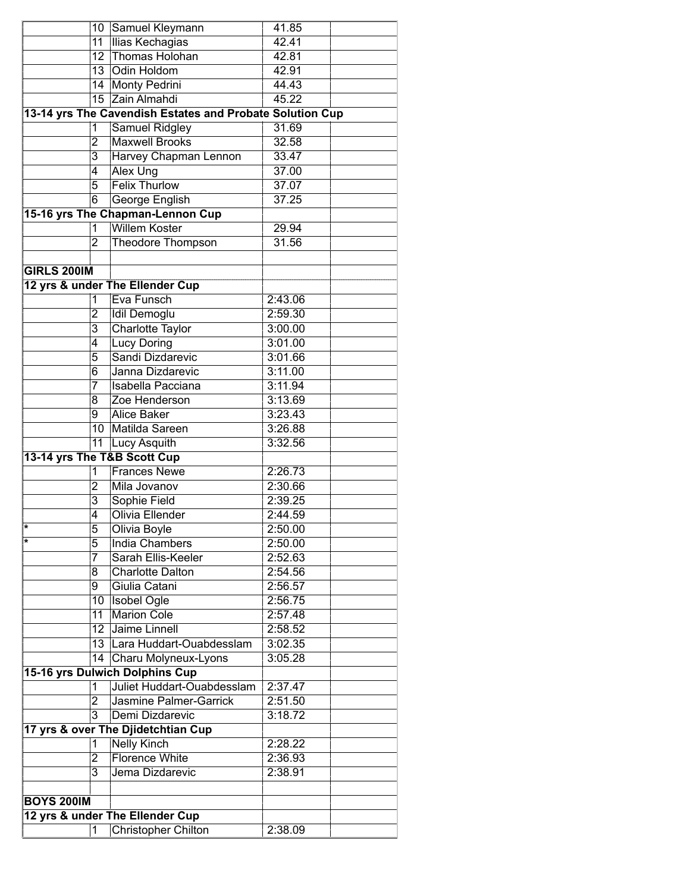| | | | | |
|---|---|---|---|---|
| | 10 | Samuel Kleymann | 41.85 | |
| | 11 | Ilias Kechagias | 42.41 | |
| | 12 | Thomas Holohan | 42.81 | |
| | 13 | Odin Holdom | 42.91 | |
| | 14 | Monty Pedrini | 44.43 | |
| | 15 | Zain Almahdi | 45.22 | |
| **13-14 yrs The Cavendish Estates and Probate Solution Cup** | | | | |
| | 1 | Samuel Ridgley | 31.69 | |
| | 2 | Maxwell Brooks | 32.58 | |
| | 3 | Harvey Chapman Lennon | 33.47 | |
| | 4 | Alex Ung | 37.00 | |
| | 5 | Felix Thurlow | 37.07 | |
| | 6 | George English | 37.25 | |
| **15-16 yrs The Chapman-Lennon Cup** | | | | |
| | 1 | Willem Koster | 29.94 | |
| | 2 | Theodore Thompson | 31.56 | |
| | | | | |
| **GIRLS 200IM** | | | | |
| **12 yrs & under The Ellender Cup** | | | | |
| | 1 | Eva Funsch | 2:43.06 | |
| | 2 | Idil Demoglu | 2:59.30 | |
| | 3 | Charlotte Taylor | 3:00.00 | |
| | 4 | Lucy Doring | 3:01.00 | |
| | 5 | Sandi Dizdarevic | 3:01.66 | |
| | 6 | Janna Dizdarevic | 3:11.00 | |
| | 7 | Isabella Pacciana | 3:11.94 | |
| | 8 | Zoe Henderson | 3:13.69 | |
| | 9 | Alice Baker | 3:23.43 | |
| | 10 | Matilda Sareen | 3:26.88 | |
| | 11 | Lucy Asquith | 3:32.56 | |
| **13-14 yrs The T&B Scott Cup** | | | | |
| | 1 | Frances Newe | 2:26.73 | |
| | 2 | Mila Jovanov | 2:30.66 | |
| | 3 | Sophie Field | 2:39.25 | |
| | 4 | Olivia Ellender | 2:44.59 | |
| * | 5 | Olivia Boyle | 2:50.00 | |
| * | 5 | India Chambers | 2:50.00 | |
| | 7 | Sarah Ellis-Keeler | 2:52.63 | |
| | 8 | Charlotte Dalton | 2:54.56 | |
| | 9 | Giulia Catani | 2:56.57 | |
| | 10 | Isobel Ogle | 2:56.75 | |
| | 11 | Marion Cole | 2:57.48 | |
| | 12 | Jaime Linnell | 2:58.52 | |
| | 13 | Lara Huddart-Ouabdesslam | 3:02.35 | |
| | 14 | Charu Molyneux-Lyons | 3:05.28 | |
| **15-16 yrs Dulwich Dolphins Cup** | | | | |
| | 1 | Juliet Huddart-Ouabdesslam | 2:37.47 | |
| | 2 | Jasmine Palmer-Garrick | 2:51.50 | |
| | 3 | Demi Dizdarevic | 3:18.72 | |
| **17 yrs & over The Djidetchtian Cup** | | | | |
| | 1 | Nelly Kinch | 2:28.22 | |
| | 2 | Florence White | 2:36.93 | |
| | 3 | Jema Dizdarevic | 2:38.91 | |
| | | | | |
| **BOYS 200IM** | | | | |
| **12 yrs & under The Ellender Cup** | | | | |
| | 1 | Christopher Chilton | 2:38.09 | |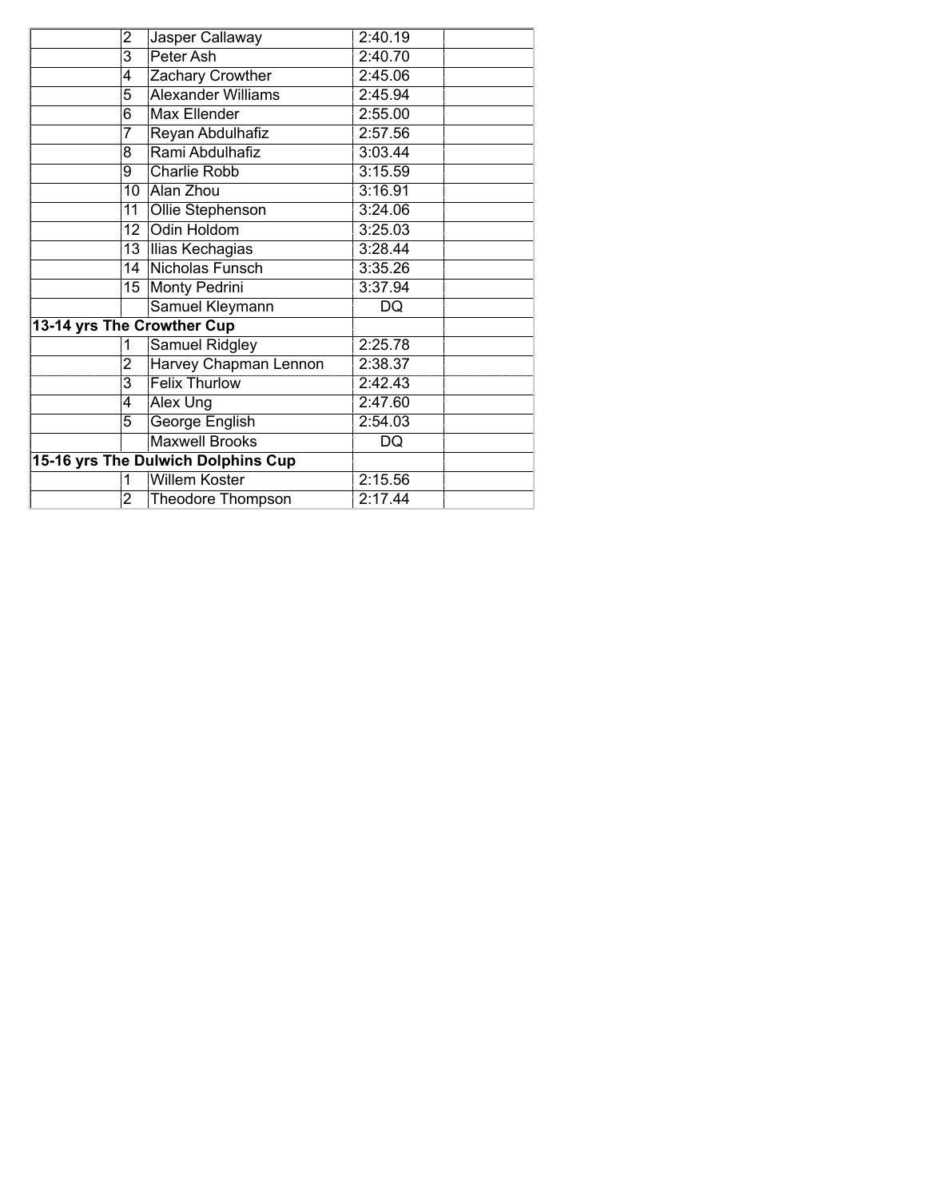| | | | | |
|---|---|---|---|---|
| | 2 | Jasper Callaway | 2:40.19 | |
| | 3 | Peter Ash | 2:40.70 | |
| | 4 | Zachary Crowther | 2:45.06 | |
| | 5 | Alexander Williams | 2:45.94 | |
| | 6 | Max Ellender | 2:55.00 | |
| | 7 | Reyan Abdulhafiz | 2:57.56 | |
| | 8 | Rami Abdulhafiz | 3:03.44 | |
| | 9 | Charlie Robb | 3:15.59 | |
| | 10 | Alan Zhou | 3:16.91 | |
| | 11 | Ollie Stephenson | 3:24.06 | |
| | 12 | Odin Holdom | 3:25.03 | |
| | 13 | Ilias Kechagias | 3:28.44 | |
| | 14 | Nicholas Funsch | 3:35.26 | |
| | 15 | Monty Pedrini | 3:37.94 | |
| | | Samuel Kleymann | DQ | |
| **13-14 yrs The Crowther Cup** | | | | |
| | 1 | Samuel Ridgley | 2:25.78 | |
| | 2 | Harvey Chapman Lennon | 2:38.37 | |
| | 3 | Felix Thurlow | 2:42.43 | |
| | 4 | Alex Ung | 2:47.60 | |
| | 5 | George English | 2:54.03 | |
| | | Maxwell Brooks | DQ | |
| **15-16 yrs The Dulwich Dolphins Cup** | | | | |
| | 1 | Willem Koster | 2:15.56 | |
| | 2 | Theodore Thompson | 2:17.44 | |